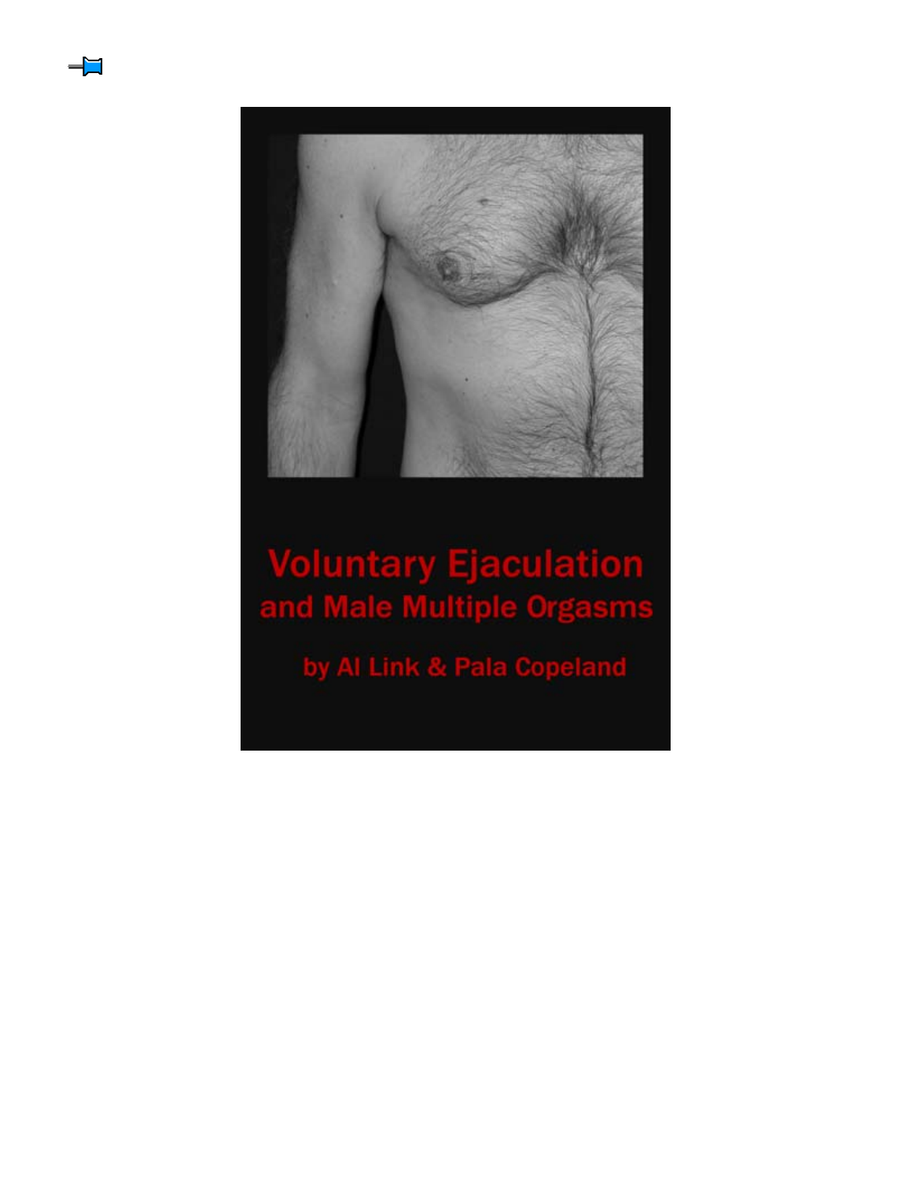# Voluntary Ejaculation and Male Multiple Orgasms

by Al Link & Pala Copeland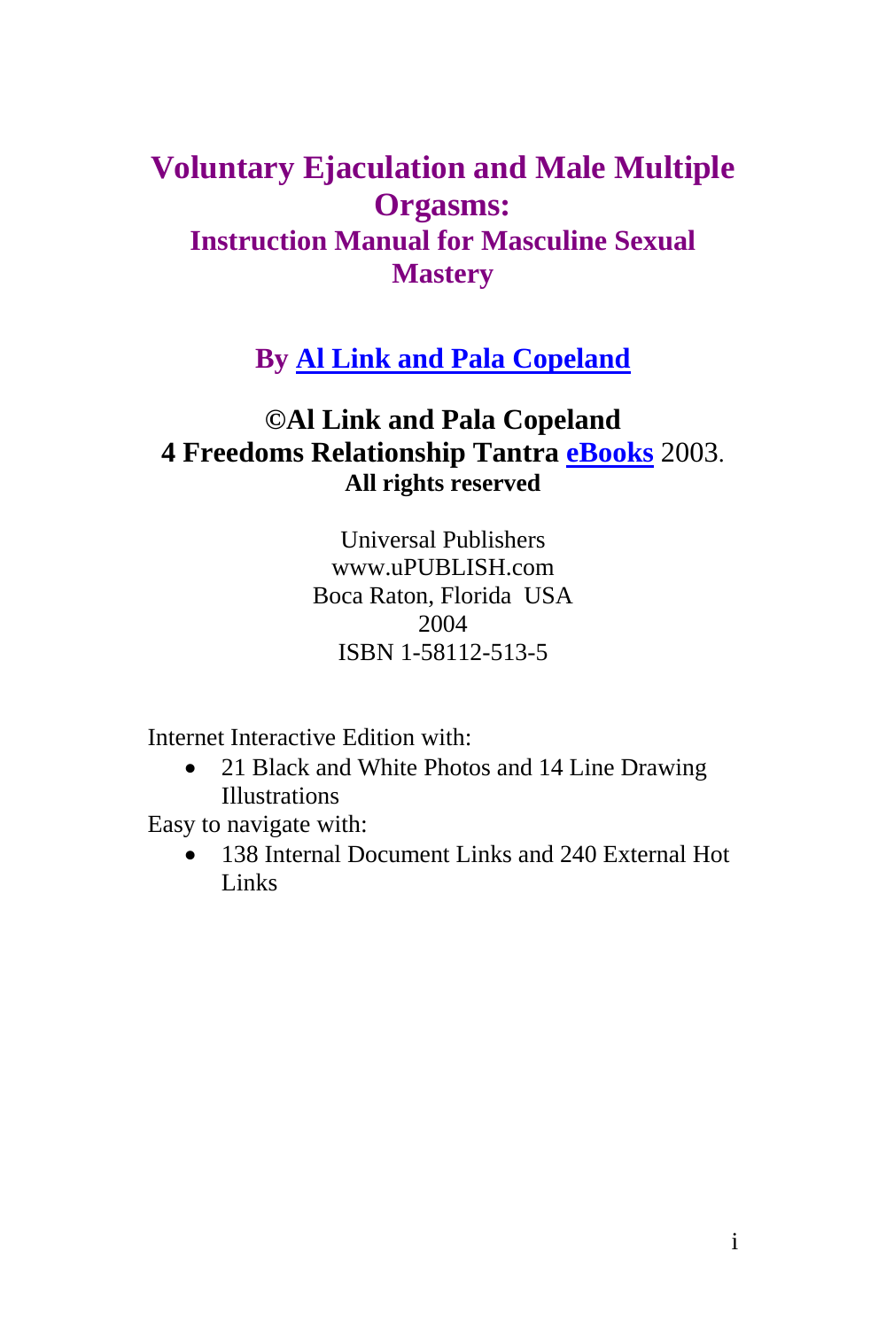# Voluntary Ejaculation and Male Multiple Orgasms:

## Instruction Manual for Masculine Sexual Mastery

**By Al Link and Pala Copeland**

**©Al Link and Pala Copeland**
**4 Freedoms Relationship Tantra eBooks** 2003.
**All rights reserved**

Universal Publishers
www.uPUBLISH.com
Boca Raton, Florida USA
2004
ISBN 1-58112-513-5

Internet Interactive Edition with:

- 21 Black and White Photos and 14 Line Drawing Illustrations

Easy to navigate with:

- 138 Internal Document Links and 240 External Hot Links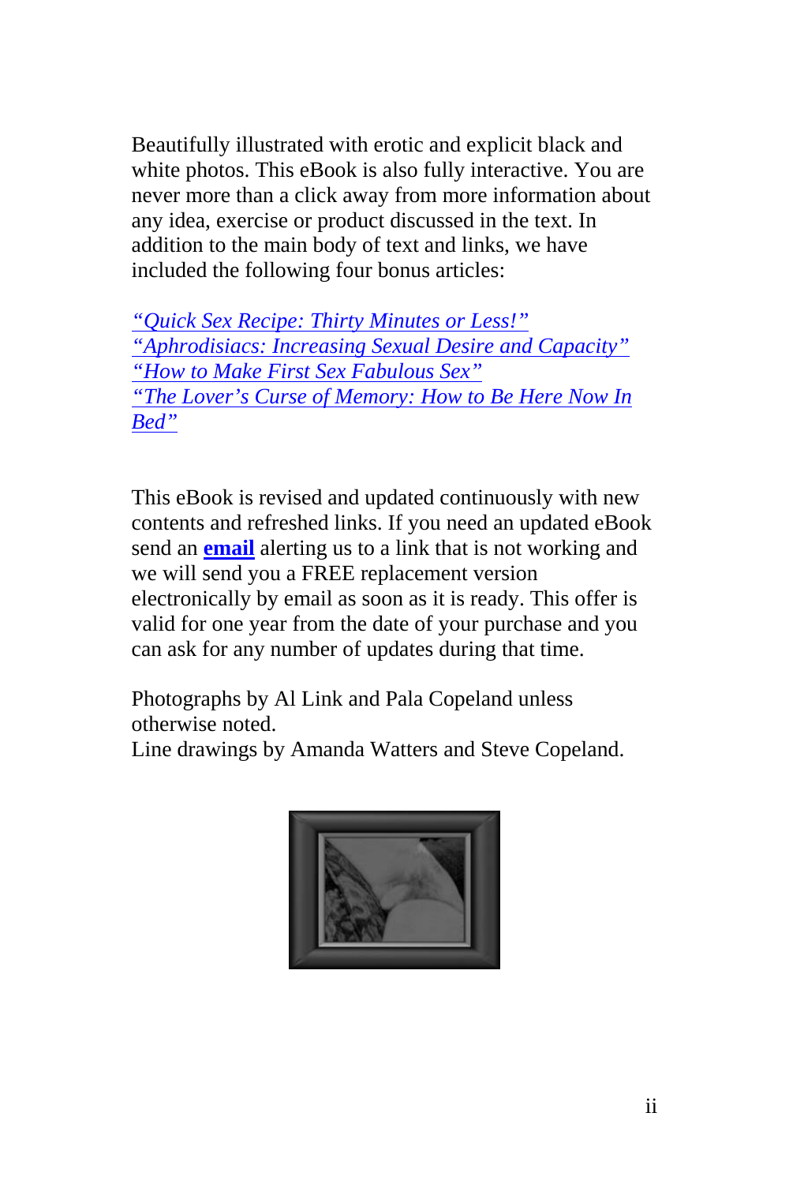Beautifully illustrated with erotic and explicit black and white photos. This eBook is also fully interactive. You are never more than a click away from more information about any idea, exercise or product discussed in the text. In addition to the main body of text and links, we have included the following four bonus articles:

*"Quick Sex Recipe: Thirty Minutes or Less!"*
*"Aphrodisiacs: Increasing Sexual Desire and Capacity"*
*"How to Make First Sex Fabulous Sex"*
*"The Lover's Curse of Memory: How to Be Here Now In Bed"*

This eBook is revised and updated continuously with new contents and refreshed links. If you need an updated eBook send an **email** alerting us to a link that is not working and we will send you a FREE replacement version electronically by email as soon as it is ready. This offer is valid for one year from the date of your purchase and you can ask for any number of updates during that time.

Photographs by Al Link and Pala Copeland unless otherwise noted.
Line drawings by Amanda Watters and Steve Copeland.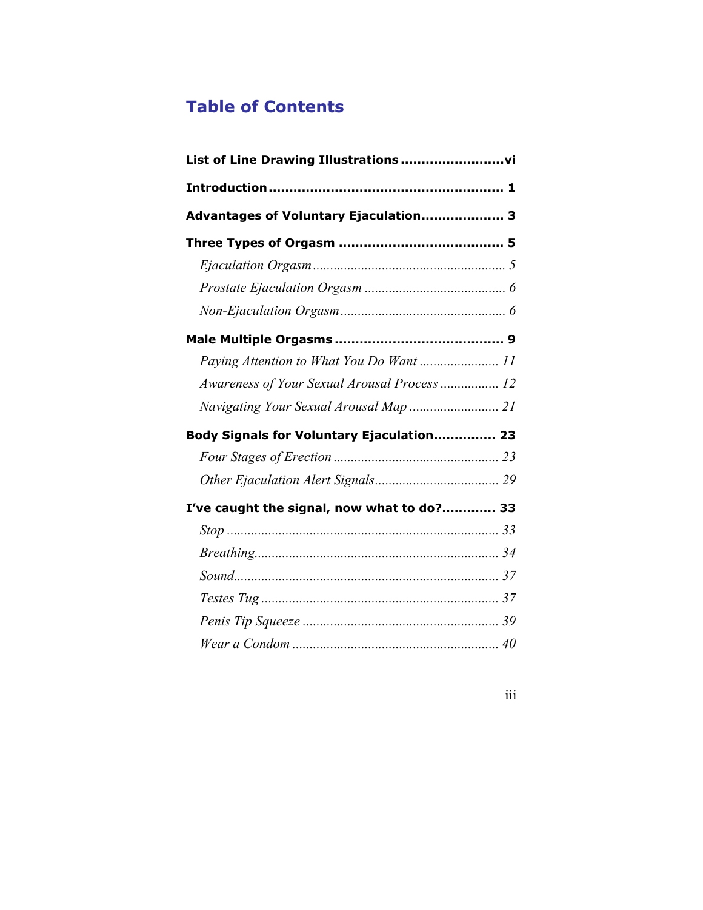# Table of Contents

**List of Line Drawing Illustrations** ........................ **vi**

**Introduction** ........................................................ **1**

**Advantages of Voluntary Ejaculation** ................... **3**

**Three Types of Orgasm** ....................................... **5**

*Ejaculation Orgasm* ....................................................... *5*

*Prostate Ejaculation Orgasm* ......................................... *6*

*Non-Ejaculation Orgasm* ................................................ *6*

**Male Multiple Orgasms** ........................................ **9**

*Paying Attention to What You Do Want* ....................... *11*

*Awareness of Your Sexual Arousal Process* ................. *12*

*Navigating Your Sexual Arousal Map* .......................... *21*

**Body Signals for Voluntary Ejaculation** .............. **23**

*Four Stages of Erection* ................................................ *23*

*Other Ejaculation Alert Signals* .................................... *29*

**I've caught the signal, now what to do?** ............ **33**

*Stop* ............................................................................... *33*

*Breathing* ....................................................................... *34*

*Sound* ............................................................................ *37*

*Testes Tug* ..................................................................... *37*

*Penis Tip Squeeze* ......................................................... *39*

*Wear a Condom* ............................................................ *40*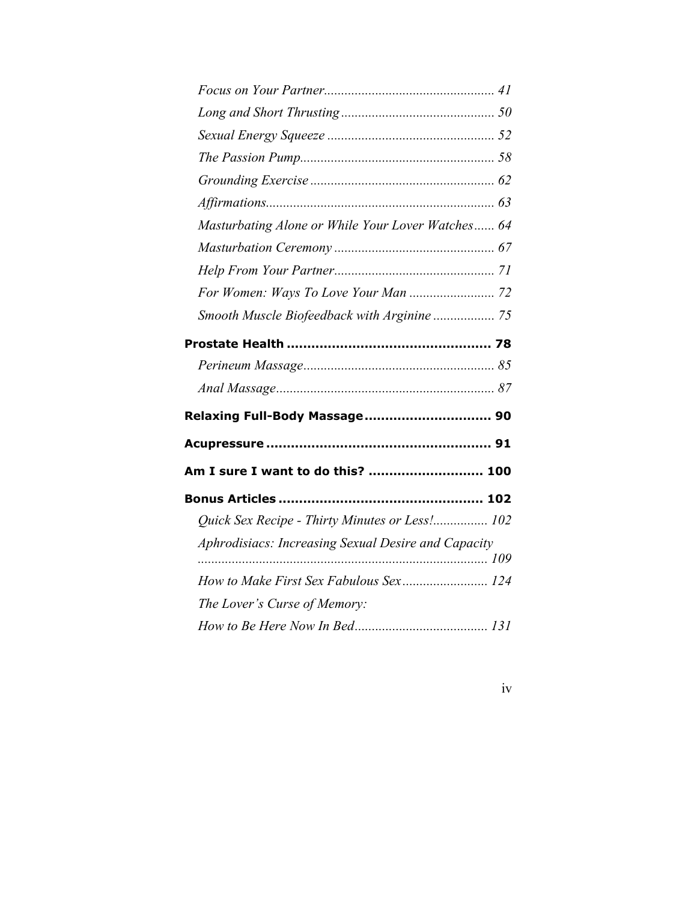*Focus on Your Partner* .................................................. 41

*Long and Short Thrusting* ............................................. 50

*Sexual Energy Squeeze* ................................................. 52

*The Passion Pump* ......................................................... 58

*Grounding Exercise* ....................................................... 62

*Affirmations* ................................................................... 63

*Masturbating Alone or While Your Lover Watches* ...... 64

*Masturbation Ceremony* ............................................... 67

*Help From Your Partner* ............................................... 71

*For Women: Ways To Love Your Man* ......................... 72

*Smooth Muscle Biofeedback with Arginine* .................. 75

**Prostate Health** .................................................. 78

*Perineum Massage* ........................................................ 85

*Anal Massage* ................................................................ 87

**Relaxing Full-Body Massage** .............................. 90

**Acupressure** ...................................................... 91

**Am I sure I want to do this?** ........................... 100

**Bonus Articles** ................................................. 102

*Quick Sex Recipe - Thirty Minutes or Less!* ................ 102

*Aphrodisiacs: Increasing Sexual Desire and Capacity* ..................................................................................... 109

*How to Make First Sex Fabulous Sex* ......................... 124

*The Lover's Curse of Memory:*

*How to Be Here Now In Bed* ....................................... 131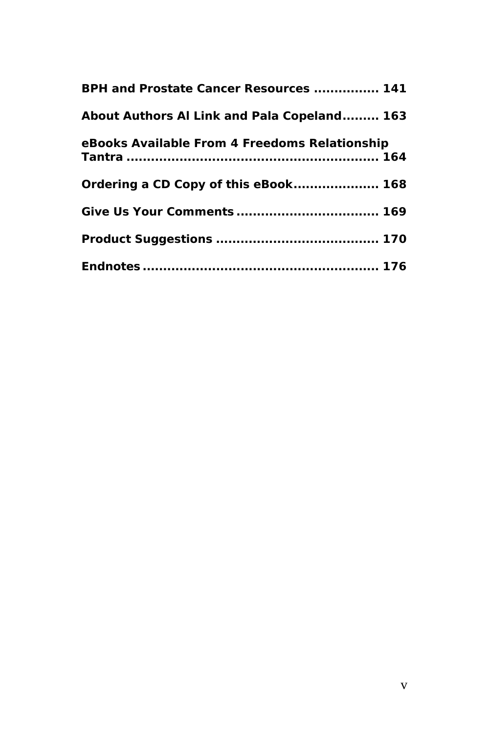**BPH and Prostate Cancer Resources ............... 141**

**About Authors Al Link and Pala Copeland......... 163**

**eBooks Available From 4 Freedoms Relationship Tantra ........................................................... 164**

**Ordering a CD Copy of this eBook.................... 168**

**Give Us Your Comments ................................. 169**

**Product Suggestions ...................................... 170**

**Endnotes ....................................................... 176**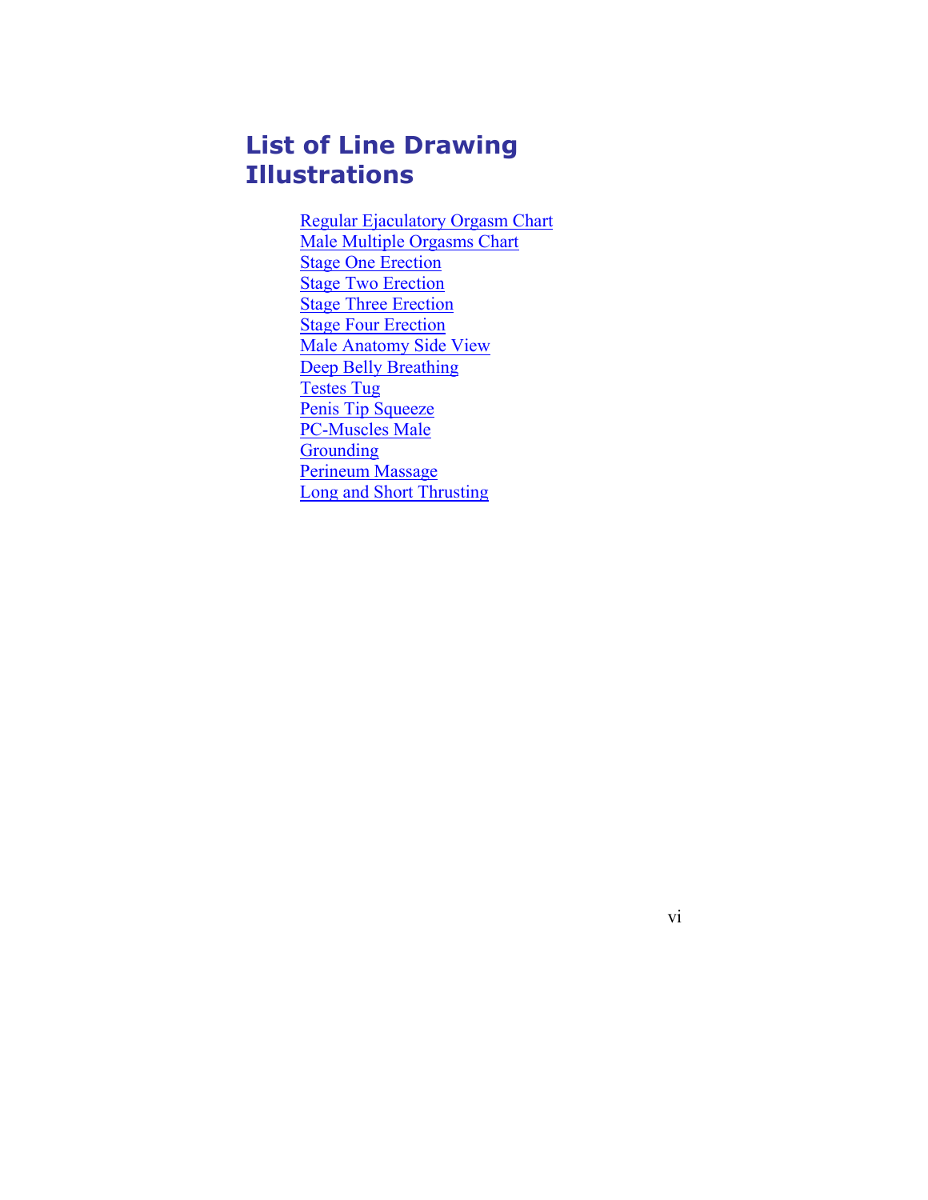# List of Line Drawing Illustrations

- Regular Ejaculatory Orgasm Chart
- Male Multiple Orgasms Chart
- Stage One Erection
- Stage Two Erection
- Stage Three Erection
- Stage Four Erection
- Male Anatomy Side View
- Deep Belly Breathing
- Testes Tug
- Penis Tip Squeeze
- PC-Muscles Male
- Grounding
- Perineum Massage
- Long and Short Thrusting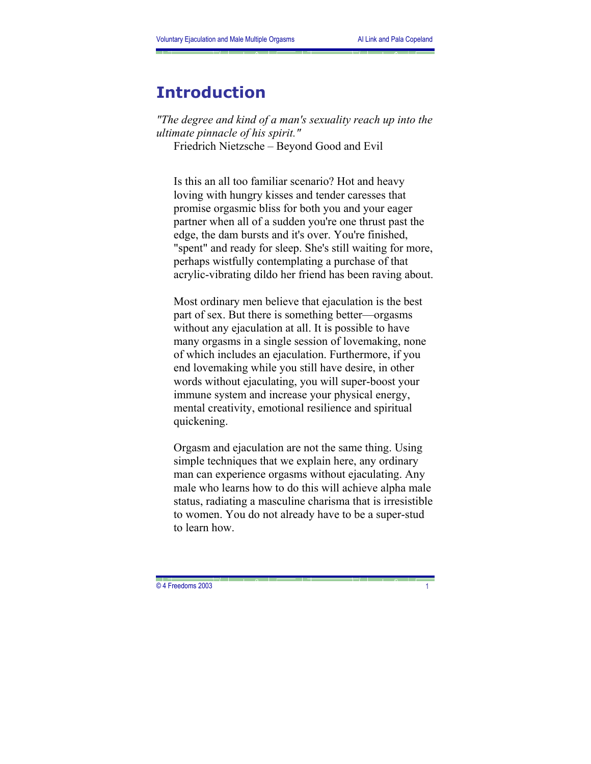# Introduction

*"The degree and kind of a man's sexuality reach up into the ultimate pinnacle of his spirit."*
Friedrich Nietzsche – Beyond Good and Evil

Is this an all too familiar scenario? Hot and heavy loving with hungry kisses and tender caresses that promise orgasmic bliss for both you and your eager partner when all of a sudden you're one thrust past the edge, the dam bursts and it's over. You're finished, "spent" and ready for sleep. She's still waiting for more, perhaps wistfully contemplating a purchase of that acrylic-vibrating dildo her friend has been raving about.

Most ordinary men believe that ejaculation is the best part of sex. But there is something better—orgasms without any ejaculation at all. It is possible to have many orgasms in a single session of lovemaking, none of which includes an ejaculation. Furthermore, if you end lovemaking while you still have desire, in other words without ejaculating, you will super-boost your immune system and increase your physical energy, mental creativity, emotional resilience and spiritual quickening.

Orgasm and ejaculation are not the same thing. Using simple techniques that we explain here, any ordinary man can experience orgasms without ejaculating. Any male who learns how to do this will achieve alpha male status, radiating a masculine charisma that is irresistible to women. You do not already have to be a super-stud to learn how.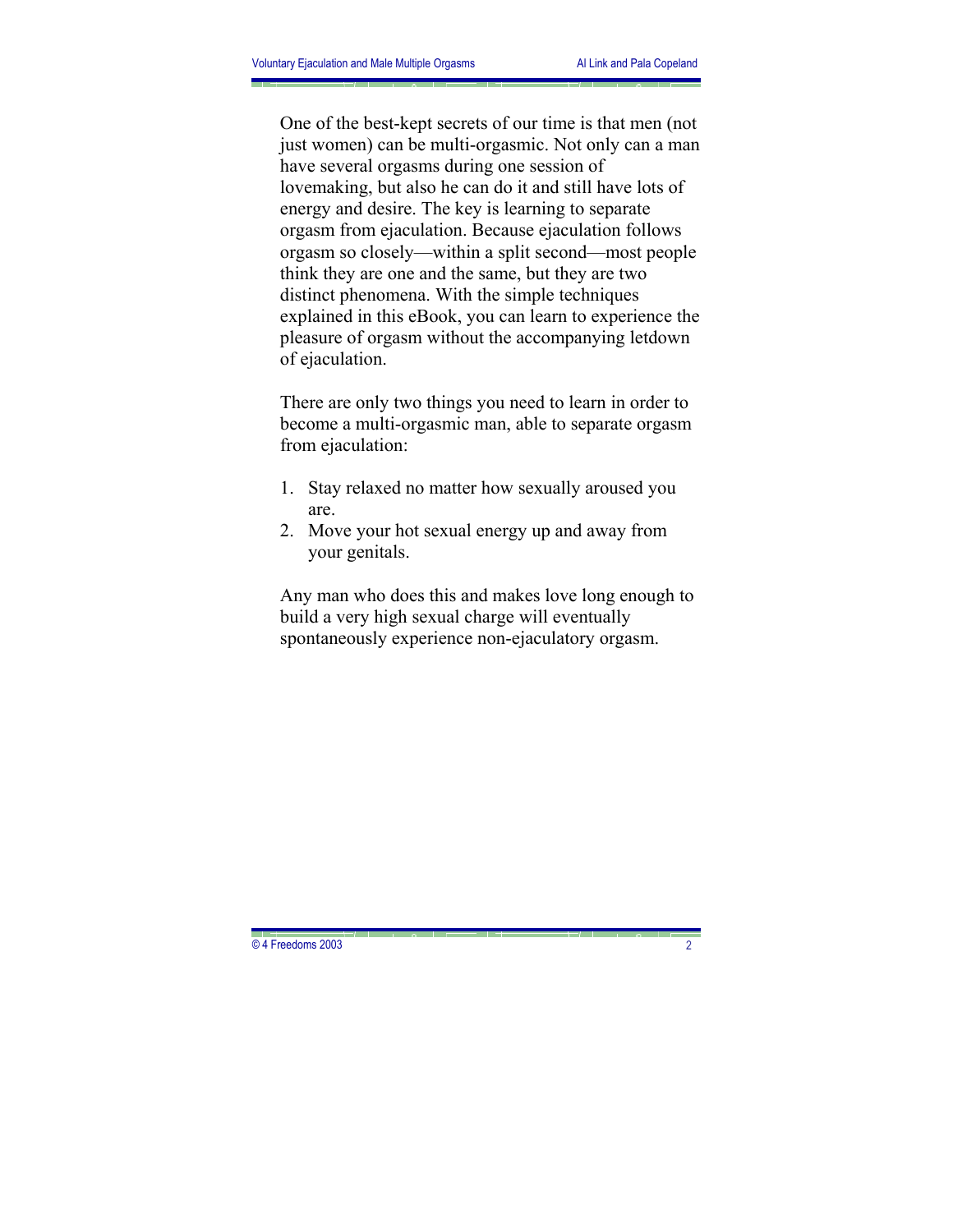One of the best-kept secrets of our time is that men (not just women) can be multi-orgasmic. Not only can a man have several orgasms during one session of lovemaking, but also he can do it and still have lots of energy and desire. The key is learning to separate orgasm from ejaculation. Because ejaculation follows orgasm so closely—within a split second—most people think they are one and the same, but they are two distinct phenomena. With the simple techniques explained in this eBook, you can learn to experience the pleasure of orgasm without the accompanying letdown of ejaculation.

There are only two things you need to learn in order to become a multi-orgasmic man, able to separate orgasm from ejaculation:

1. Stay relaxed no matter how sexually aroused you are.
2. Move your hot sexual energy up and away from your genitals.

Any man who does this and makes love long enough to build a very high sexual charge will eventually spontaneously experience non-ejaculatory orgasm.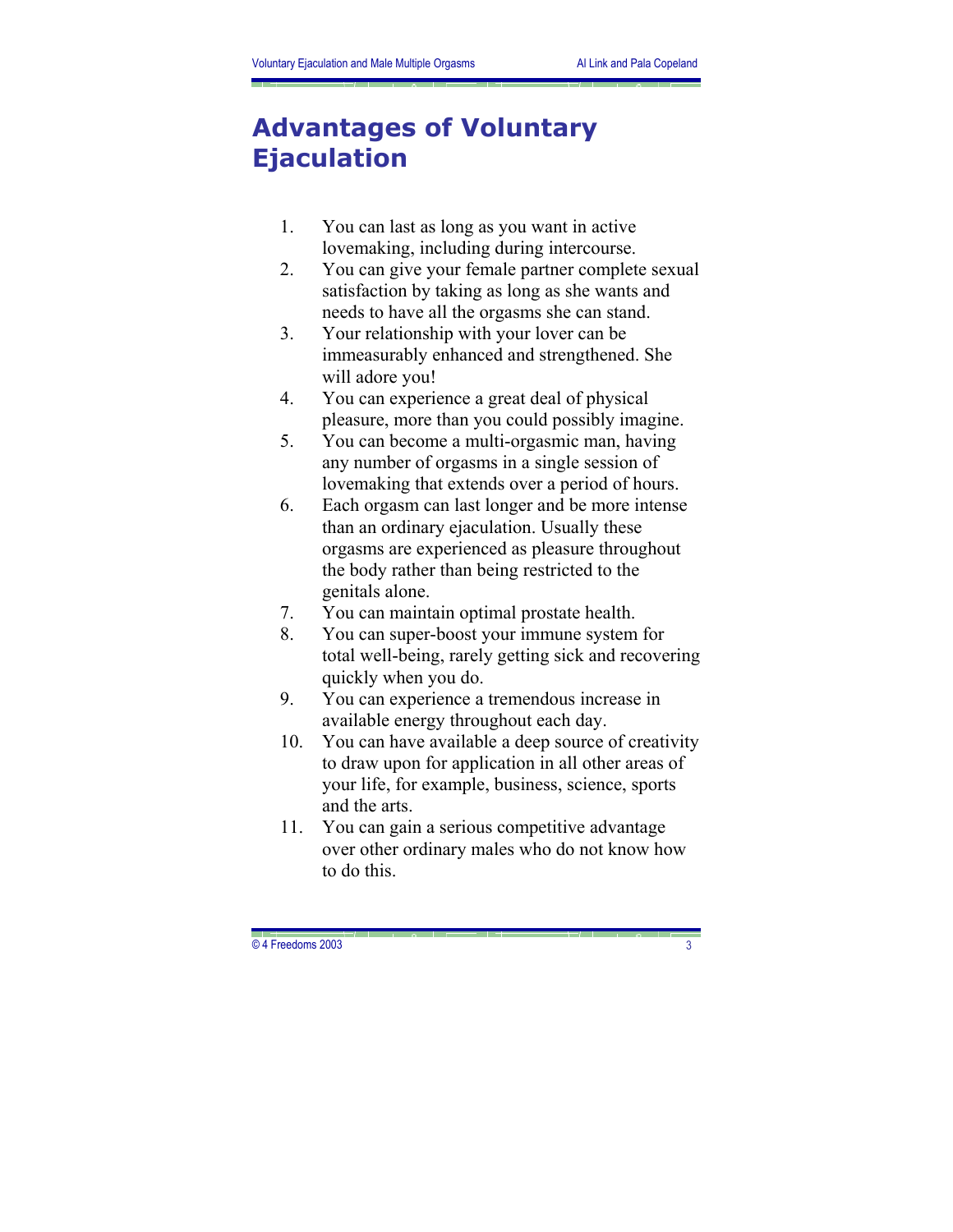# Advantages of Voluntary Ejaculation

1. You can last as long as you want in active lovemaking, including during intercourse.
2. You can give your female partner complete sexual satisfaction by taking as long as she wants and needs to have all the orgasms she can stand.
3. Your relationship with your lover can be immeasurably enhanced and strengthened. She will adore you!
4. You can experience a great deal of physical pleasure, more than you could possibly imagine.
5. You can become a multi-orgasmic man, having any number of orgasms in a single session of lovemaking that extends over a period of hours.
6. Each orgasm can last longer and be more intense than an ordinary ejaculation. Usually these orgasms are experienced as pleasure throughout the body rather than being restricted to the genitals alone.
7. You can maintain optimal prostate health.
8. You can super-boost your immune system for total well-being, rarely getting sick and recovering quickly when you do.
9. You can experience a tremendous increase in available energy throughout each day.
10. You can have available a deep source of creativity to draw upon for application in all other areas of your life, for example, business, science, sports and the arts.
11. You can gain a serious competitive advantage over other ordinary males who do not know how to do this.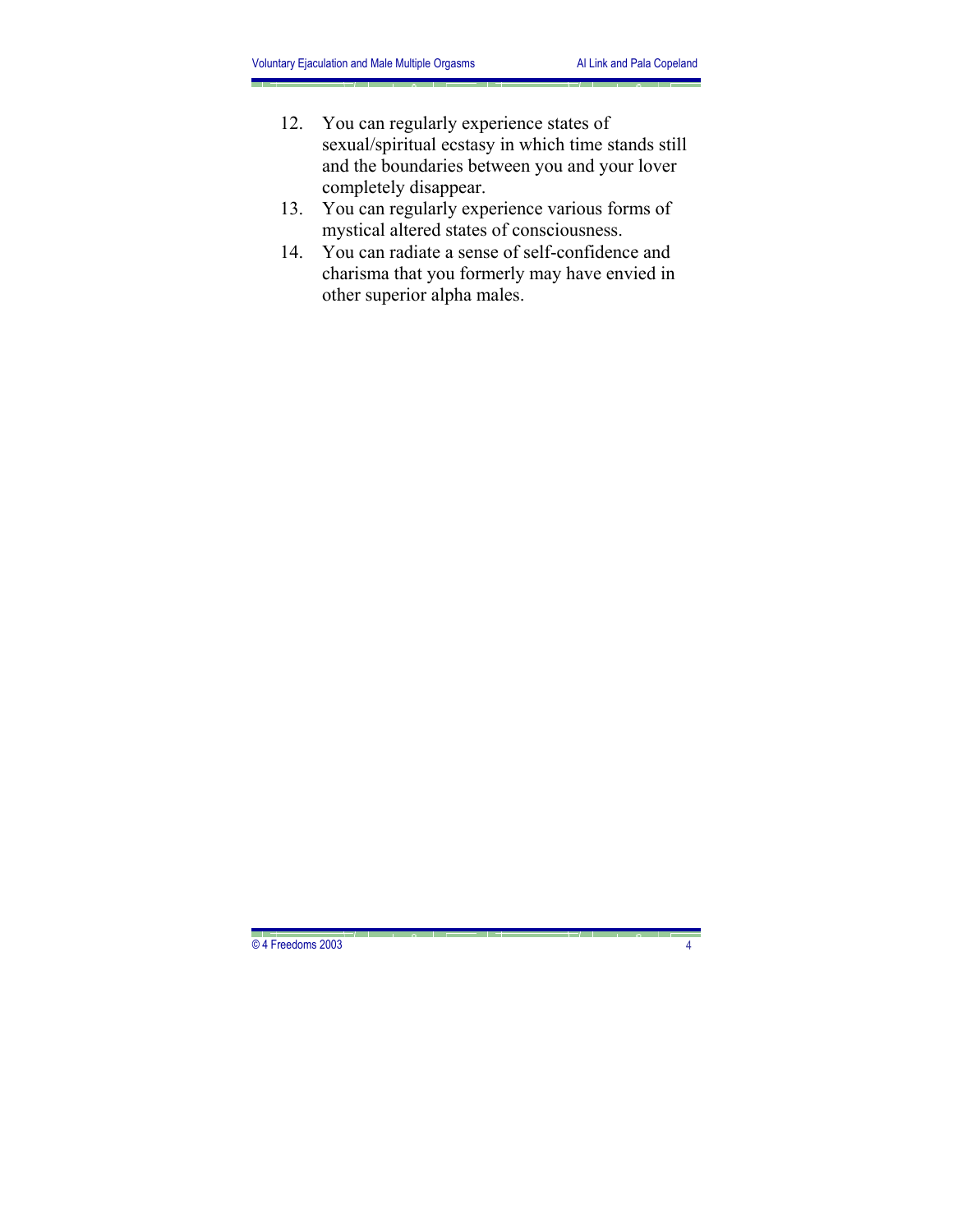12. You can regularly experience states of sexual/spiritual ecstasy in which time stands still and the boundaries between you and your lover completely disappear.
13. You can regularly experience various forms of mystical altered states of consciousness.
14. You can radiate a sense of self-confidence and charisma that you formerly may have envied in other superior alpha males.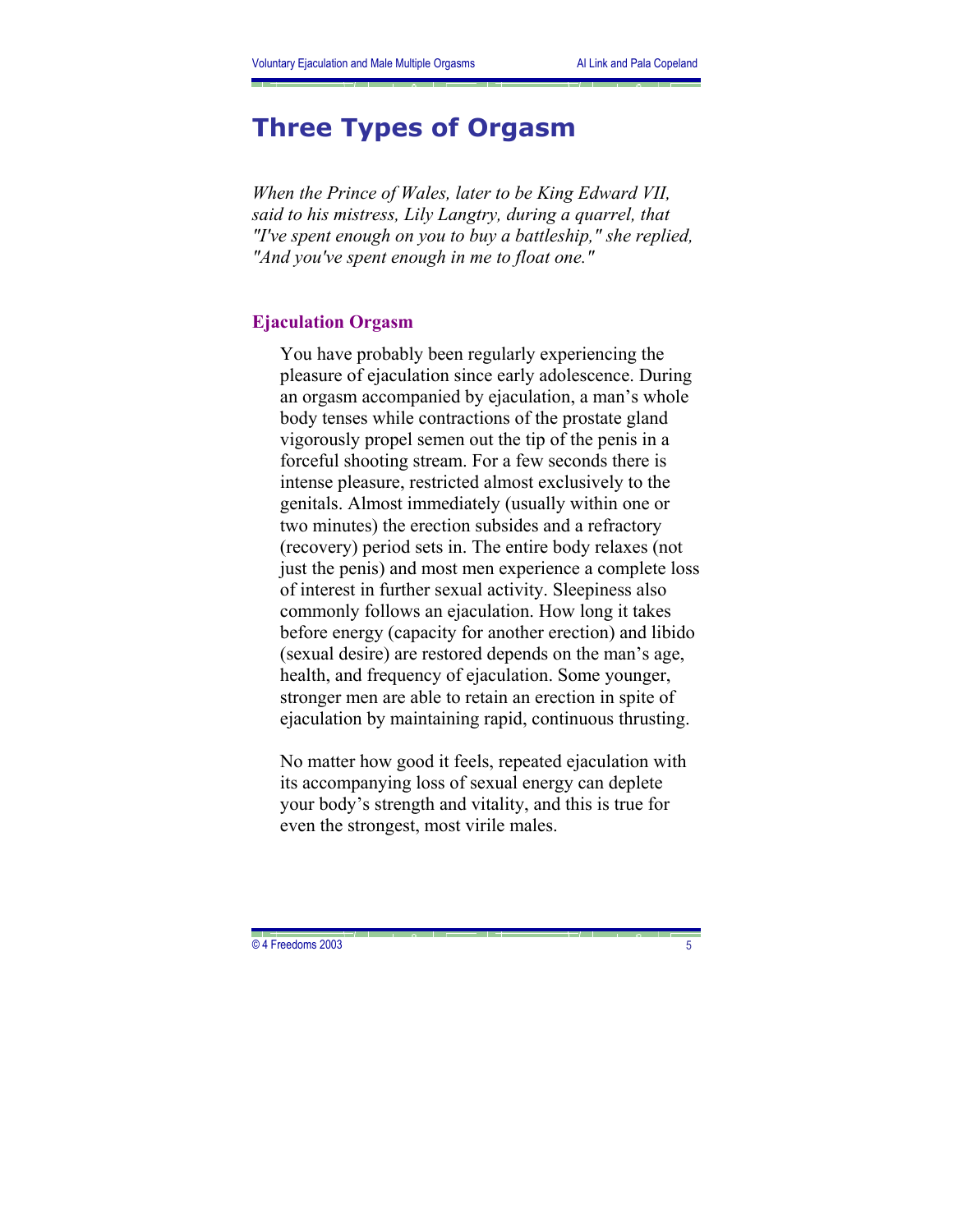# Three Types of Orgasm

*When the Prince of Wales, later to be King Edward VII, said to his mistress, Lily Langtry, during a quarrel, that "I've spent enough on you to buy a battleship," she replied, "And you've spent enough in me to float one."*

## Ejaculation Orgasm

You have probably been regularly experiencing the pleasure of ejaculation since early adolescence. During an orgasm accompanied by ejaculation, a man's whole body tenses while contractions of the prostate gland vigorously propel semen out the tip of the penis in a forceful shooting stream. For a few seconds there is intense pleasure, restricted almost exclusively to the genitals. Almost immediately (usually within one or two minutes) the erection subsides and a refractory (recovery) period sets in. The entire body relaxes (not just the penis) and most men experience a complete loss of interest in further sexual activity. Sleepiness also commonly follows an ejaculation. How long it takes before energy (capacity for another erection) and libido (sexual desire) are restored depends on the man's age, health, and frequency of ejaculation. Some younger, stronger men are able to retain an erection in spite of ejaculation by maintaining rapid, continuous thrusting.

No matter how good it feels, repeated ejaculation with its accompanying loss of sexual energy can deplete your body's strength and vitality, and this is true for even the strongest, most virile males.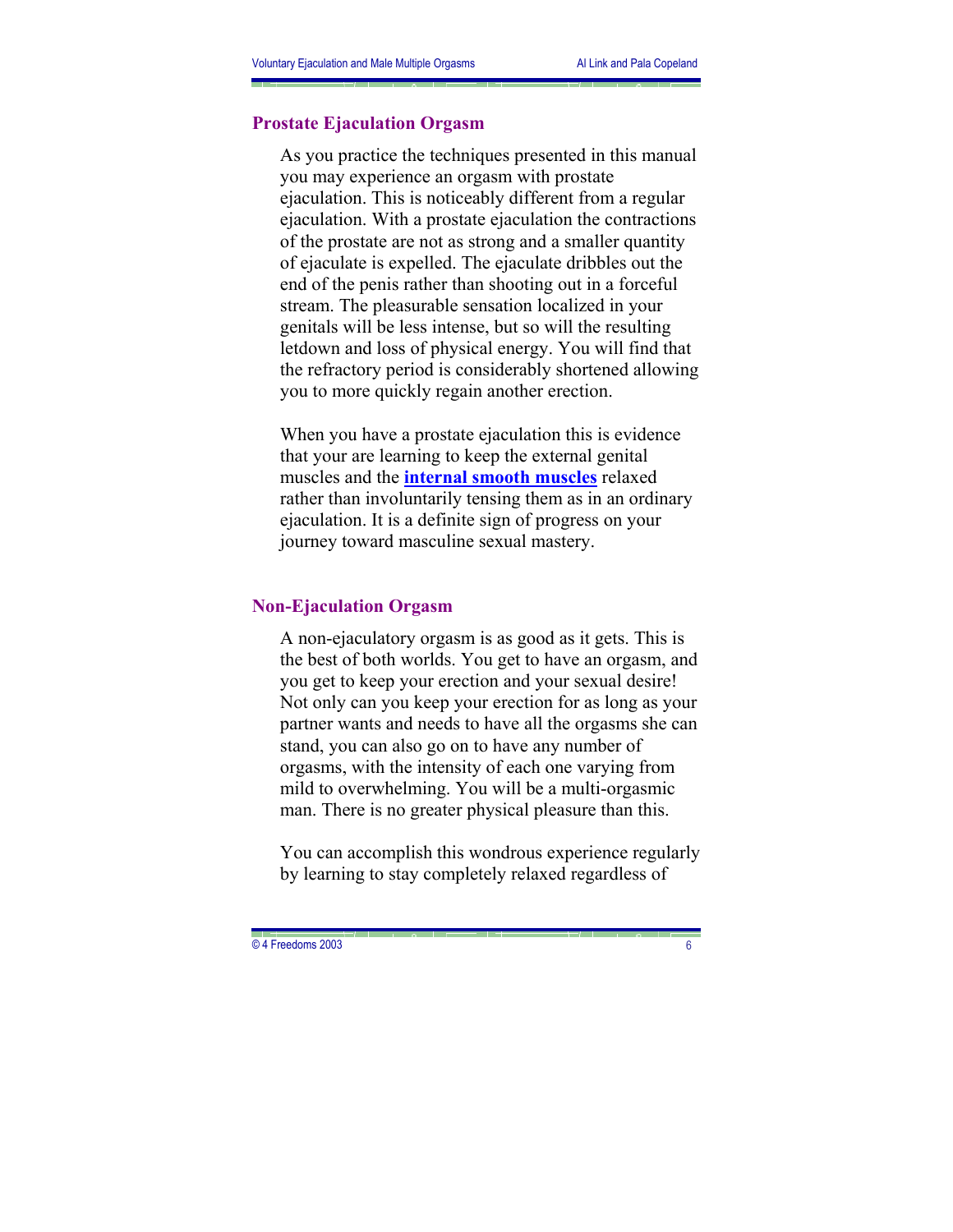## Prostate Ejaculation Orgasm

As you practice the techniques presented in this manual you may experience an orgasm with prostate ejaculation. This is noticeably different from a regular ejaculation. With a prostate ejaculation the contractions of the prostate are not as strong and a smaller quantity of ejaculate is expelled. The ejaculate dribbles out the end of the penis rather than shooting out in a forceful stream. The pleasurable sensation localized in your genitals will be less intense, but so will the resulting letdown and loss of physical energy. You will find that the refractory period is considerably shortened allowing you to more quickly regain another erection.

When you have a prostate ejaculation this is evidence that your are learning to keep the external genital muscles and the **internal smooth muscles** relaxed rather than involuntarily tensing them as in an ordinary ejaculation. It is a definite sign of progress on your journey toward masculine sexual mastery.

## Non-Ejaculation Orgasm

A non-ejaculatory orgasm is as good as it gets. This is the best of both worlds. You get to have an orgasm, and you get to keep your erection and your sexual desire! Not only can you keep your erection for as long as your partner wants and needs to have all the orgasms she can stand, you can also go on to have any number of orgasms, with the intensity of each one varying from mild to overwhelming. You will be a multi-orgasmic man. There is no greater physical pleasure than this.

You can accomplish this wondrous experience regularly by learning to stay completely relaxed regardless of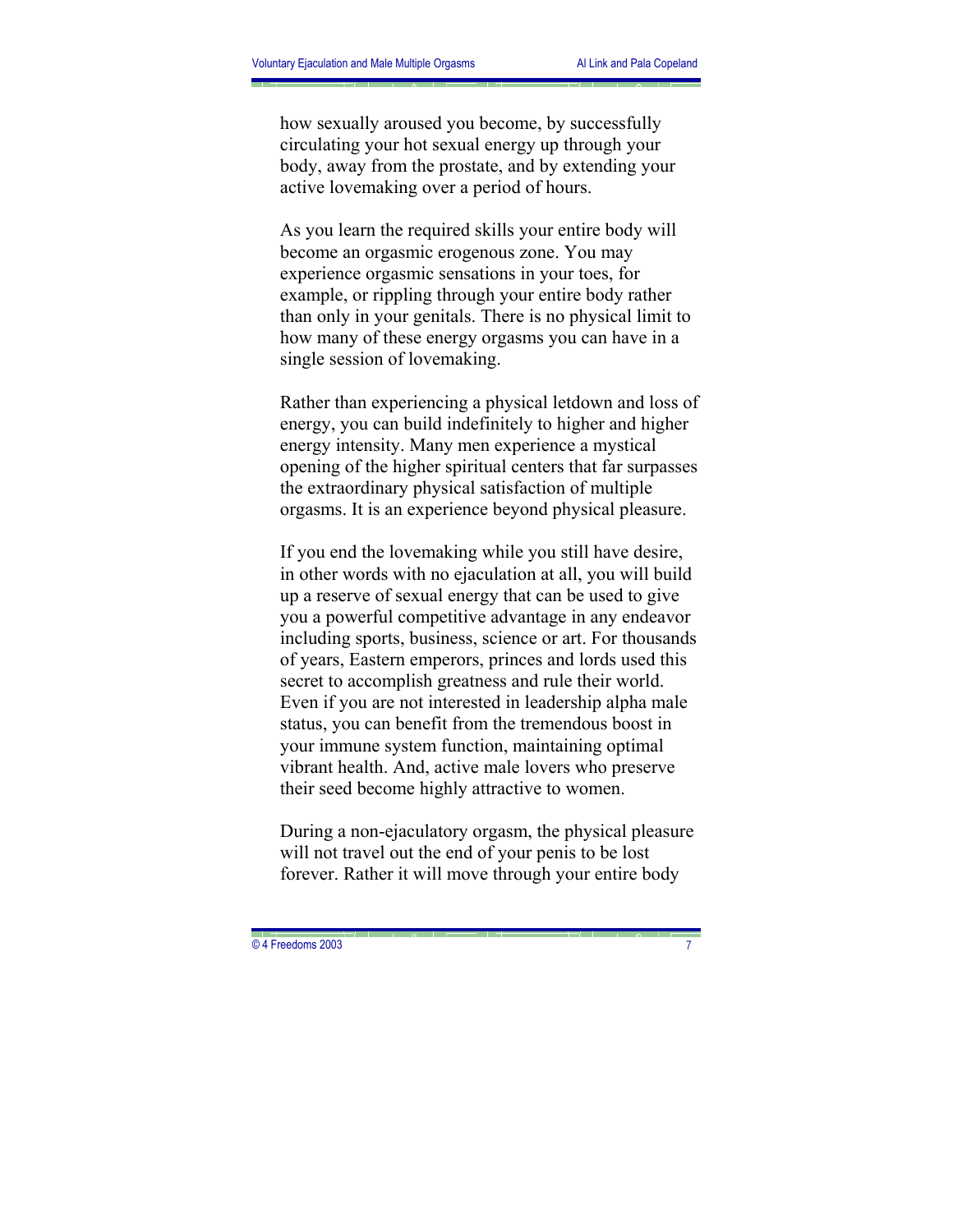how sexually aroused you become, by successfully circulating your hot sexual energy up through your body, away from the prostate, and by extending your active lovemaking over a period of hours.

As you learn the required skills your entire body will become an orgasmic erogenous zone. You may experience orgasmic sensations in your toes, for example, or rippling through your entire body rather than only in your genitals. There is no physical limit to how many of these energy orgasms you can have in a single session of lovemaking.

Rather than experiencing a physical letdown and loss of energy, you can build indefinitely to higher and higher energy intensity. Many men experience a mystical opening of the higher spiritual centers that far surpasses the extraordinary physical satisfaction of multiple orgasms. It is an experience beyond physical pleasure.

If you end the lovemaking while you still have desire, in other words with no ejaculation at all, you will build up a reserve of sexual energy that can be used to give you a powerful competitive advantage in any endeavor including sports, business, science or art. For thousands of years, Eastern emperors, princes and lords used this secret to accomplish greatness and rule their world. Even if you are not interested in leadership alpha male status, you can benefit from the tremendous boost in your immune system function, maintaining optimal vibrant health. And, active male lovers who preserve their seed become highly attractive to women.

During a non-ejaculatory orgasm, the physical pleasure will not travel out the end of your penis to be lost forever. Rather it will move through your entire body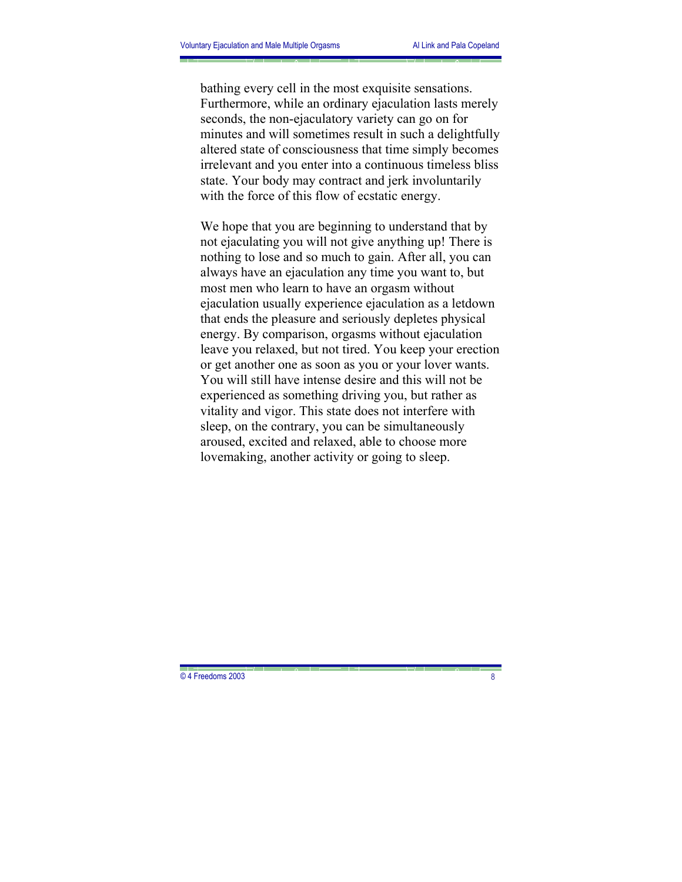bathing every cell in the most exquisite sensations. Furthermore, while an ordinary ejaculation lasts merely seconds, the non-ejaculatory variety can go on for minutes and will sometimes result in such a delightfully altered state of consciousness that time simply becomes irrelevant and you enter into a continuous timeless bliss state. Your body may contract and jerk involuntarily with the force of this flow of ecstatic energy.

We hope that you are beginning to understand that by not ejaculating you will not give anything up! There is nothing to lose and so much to gain. After all, you can always have an ejaculation any time you want to, but most men who learn to have an orgasm without ejaculation usually experience ejaculation as a letdown that ends the pleasure and seriously depletes physical energy. By comparison, orgasms without ejaculation leave you relaxed, but not tired. You keep your erection or get another one as soon as you or your lover wants. You will still have intense desire and this will not be experienced as something driving you, but rather as vitality and vigor. This state does not interfere with sleep, on the contrary, you can be simultaneously aroused, excited and relaxed, able to choose more lovemaking, another activity or going to sleep.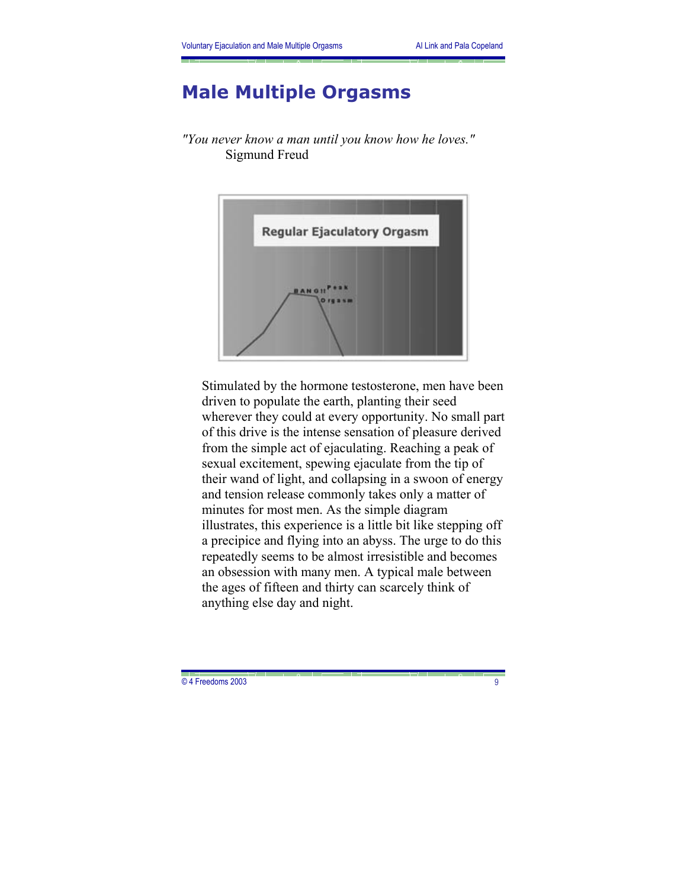# Male Multiple Orgasms

*"You never know a man until you know how he loves."*
Sigmund Freud

Regular Ejaculatory Orgasm

BANG!! Peak Orgasm

Stimulated by the hormone testosterone, men have been driven to populate the earth, planting their seed wherever they could at every opportunity. No small part of this drive is the intense sensation of pleasure derived from the simple act of ejaculating. Reaching a peak of sexual excitement, spewing ejaculate from the tip of their wand of light, and collapsing in a swoon of energy and tension release commonly takes only a matter of minutes for most men. As the simple diagram illustrates, this experience is a little bit like stepping off a precipice and flying into an abyss. The urge to do this repeatedly seems to be almost irresistible and becomes an obsession with many men. A typical male between the ages of fifteen and thirty can scarcely think of anything else day and night.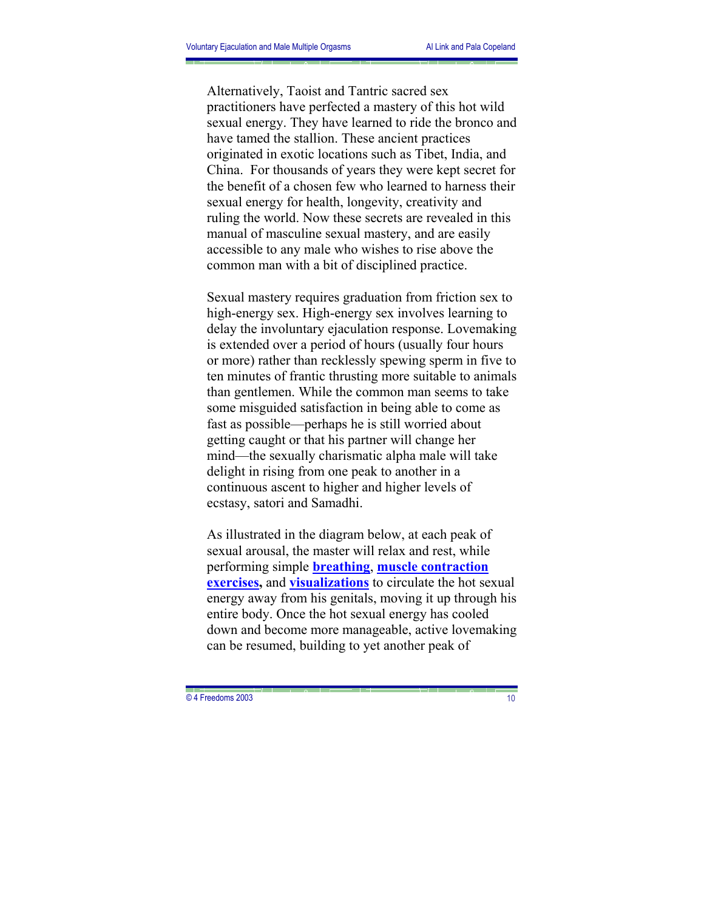Alternatively, Taoist and Tantric sacred sex practitioners have perfected a mastery of this hot wild sexual energy. They have learned to ride the bronco and have tamed the stallion. These ancient practices originated in exotic locations such as Tibet, India, and China. For thousands of years they were kept secret for the benefit of a chosen few who learned to harness their sexual energy for health, longevity, creativity and ruling the world. Now these secrets are revealed in this manual of masculine sexual mastery, and are easily accessible to any male who wishes to rise above the common man with a bit of disciplined practice.

Sexual mastery requires graduation from friction sex to high-energy sex. High-energy sex involves learning to delay the involuntary ejaculation response. Lovemaking is extended over a period of hours (usually four hours or more) rather than recklessly spewing sperm in five to ten minutes of frantic thrusting more suitable to animals than gentlemen. While the common man seems to take some misguided satisfaction in being able to come as fast as possible—perhaps he is still worried about getting caught or that his partner will change her mind—the sexually charismatic alpha male will take delight in rising from one peak to another in a continuous ascent to higher and higher levels of ecstasy, satori and Samadhi.

As illustrated in the diagram below, at each peak of sexual arousal, the master will relax and rest, while performing simple **breathing**, **muscle contraction exercises,** and **visualizations** to circulate the hot sexual energy away from his genitals, moving it up through his entire body. Once the hot sexual energy has cooled down and become more manageable, active lovemaking can be resumed, building to yet another peak of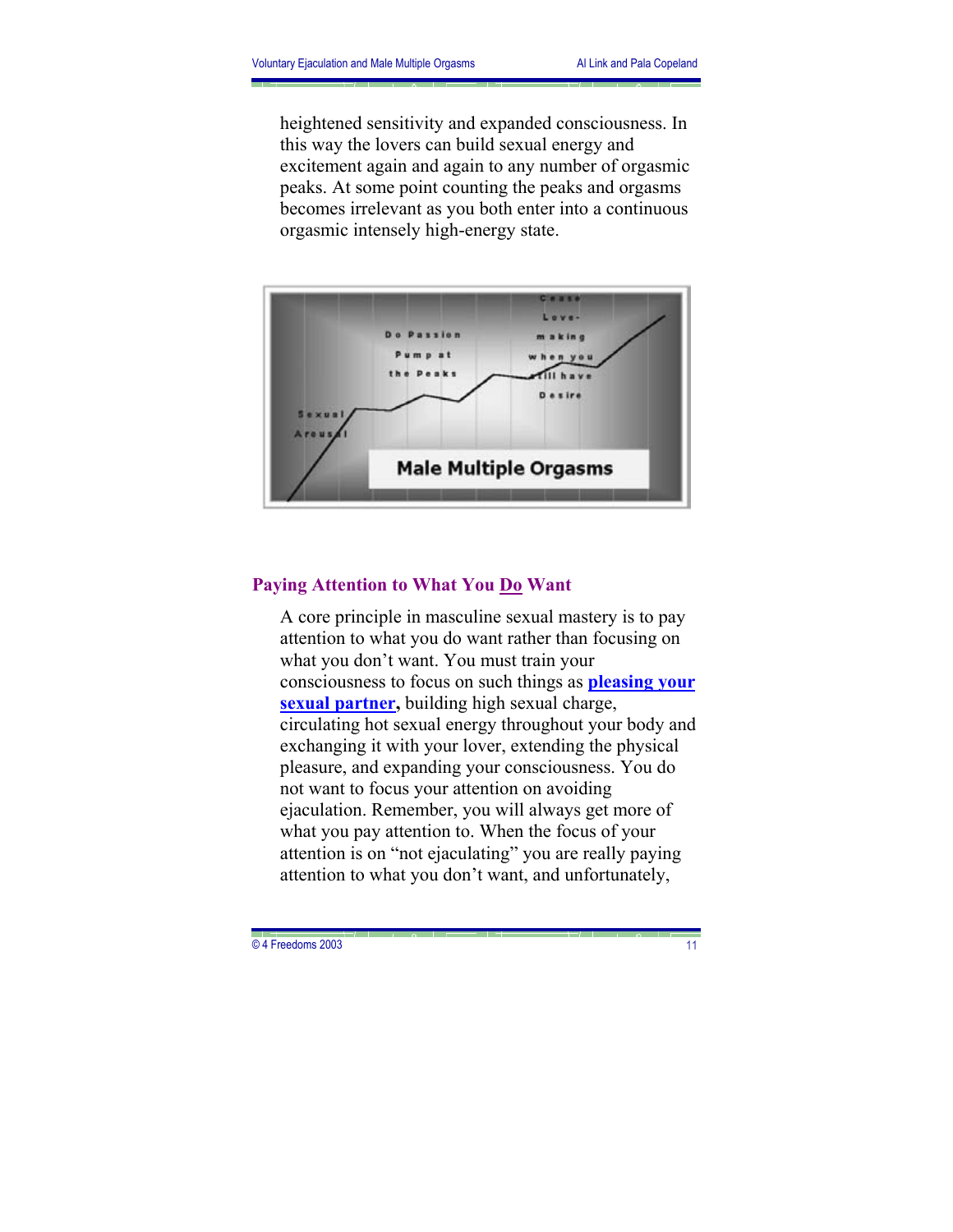heightened sensitivity and expanded consciousness. In this way the lovers can build sexual energy and excitement again and again to any number of orgasmic peaks. At some point counting the peaks and orgasms becomes irrelevant as you both enter into a continuous orgasmic intensely high-energy state.

Sexual Arousal

Do Passion Pump at the Peaks

Cease Love-making when you still have Desire

Male Multiple Orgasms

## Paying Attention to What You Do Want

A core principle in masculine sexual mastery is to pay attention to what you do want rather than focusing on what you don't want. You must train your consciousness to focus on such things as **pleasing your sexual partner,** building high sexual charge, circulating hot sexual energy throughout your body and exchanging it with your lover, extending the physical pleasure, and expanding your consciousness. You do not want to focus your attention on avoiding ejaculation. Remember, you will always get more of what you pay attention to. When the focus of your attention is on "not ejaculating" you are really paying attention to what you don't want, and unfortunately,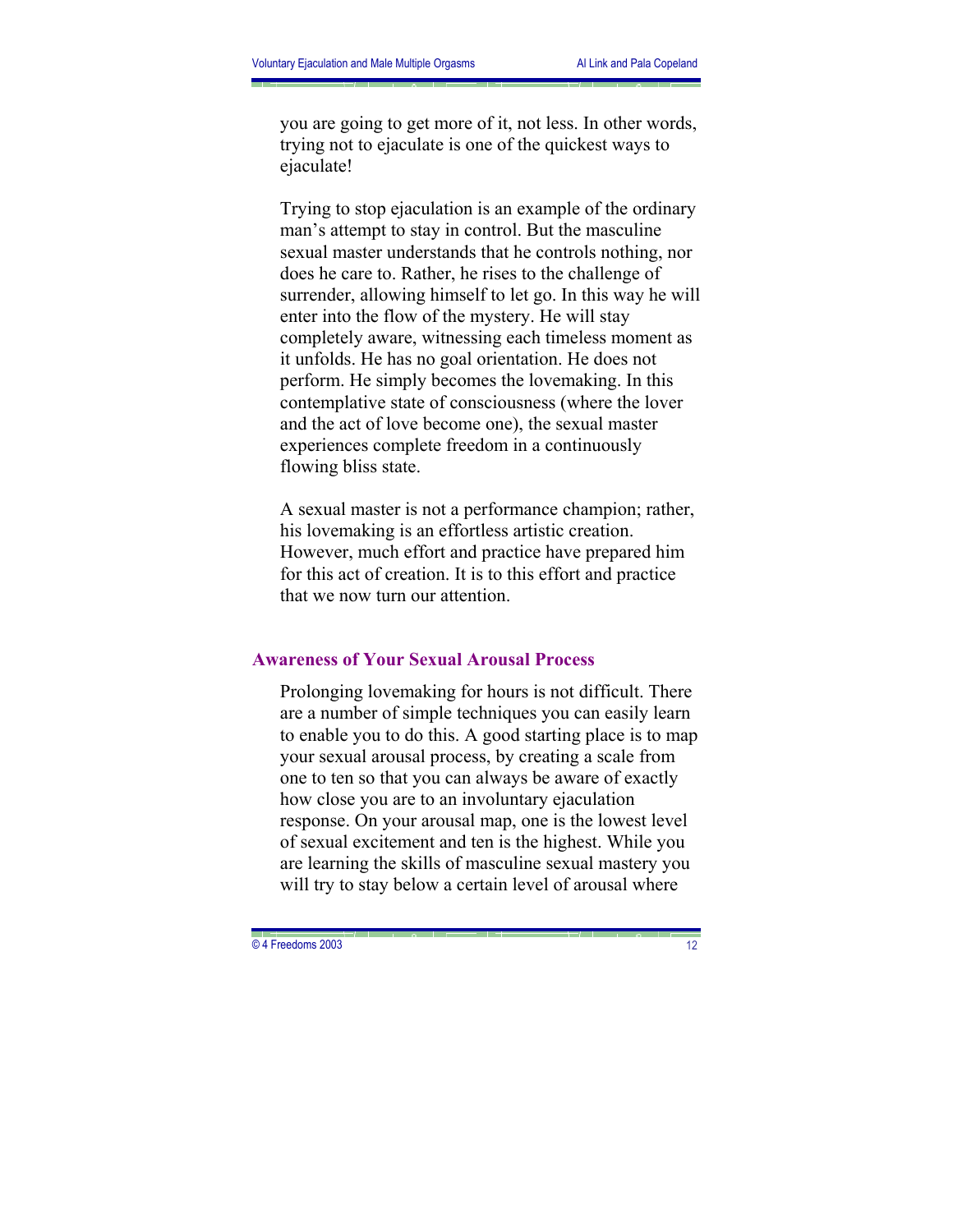you are going to get more of it, not less. In other words, trying not to ejaculate is one of the quickest ways to ejaculate!

Trying to stop ejaculation is an example of the ordinary man's attempt to stay in control. But the masculine sexual master understands that he controls nothing, nor does he care to. Rather, he rises to the challenge of surrender, allowing himself to let go. In this way he will enter into the flow of the mystery. He will stay completely aware, witnessing each timeless moment as it unfolds. He has no goal orientation. He does not perform. He simply becomes the lovemaking. In this contemplative state of consciousness (where the lover and the act of love become one), the sexual master experiences complete freedom in a continuously flowing bliss state.

A sexual master is not a performance champion; rather, his lovemaking is an effortless artistic creation. However, much effort and practice have prepared him for this act of creation. It is to this effort and practice that we now turn our attention.

## Awareness of Your Sexual Arousal Process

Prolonging lovemaking for hours is not difficult. There are a number of simple techniques you can easily learn to enable you to do this. A good starting place is to map your sexual arousal process, by creating a scale from one to ten so that you can always be aware of exactly how close you are to an involuntary ejaculation response. On your arousal map, one is the lowest level of sexual excitement and ten is the highest. While you are learning the skills of masculine sexual mastery you will try to stay below a certain level of arousal where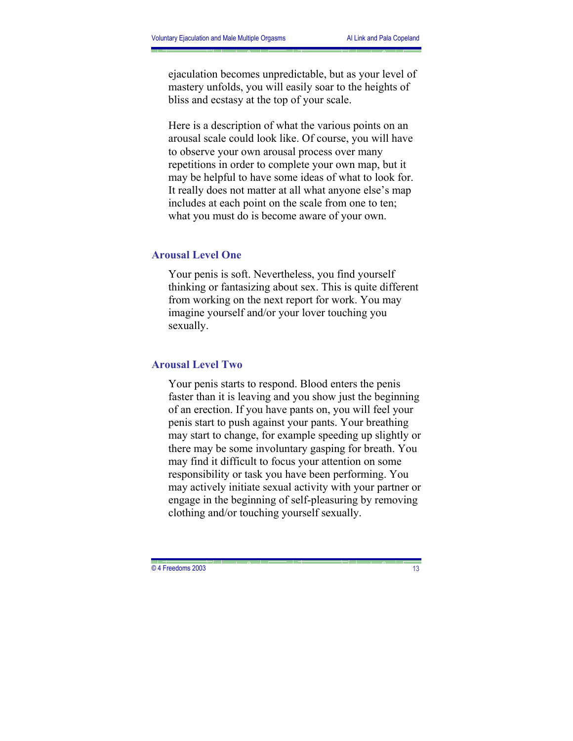ejaculation becomes unpredictable, but as your level of mastery unfolds, you will easily soar to the heights of bliss and ecstasy at the top of your scale.

Here is a description of what the various points on an arousal scale could look like. Of course, you will have to observe your own arousal process over many repetitions in order to complete your own map, but it may be helpful to have some ideas of what to look for. It really does not matter at all what anyone else's map includes at each point on the scale from one to ten; what you must do is become aware of your own.

### Arousal Level One

Your penis is soft. Nevertheless, you find yourself thinking or fantasizing about sex. This is quite different from working on the next report for work. You may imagine yourself and/or your lover touching you sexually.

### Arousal Level Two

Your penis starts to respond. Blood enters the penis faster than it is leaving and you show just the beginning of an erection. If you have pants on, you will feel your penis start to push against your pants. Your breathing may start to change, for example speeding up slightly or there may be some involuntary gasping for breath. You may find it difficult to focus your attention on some responsibility or task you have been performing. You may actively initiate sexual activity with your partner or engage in the beginning of self-pleasuring by removing clothing and/or touching yourself sexually.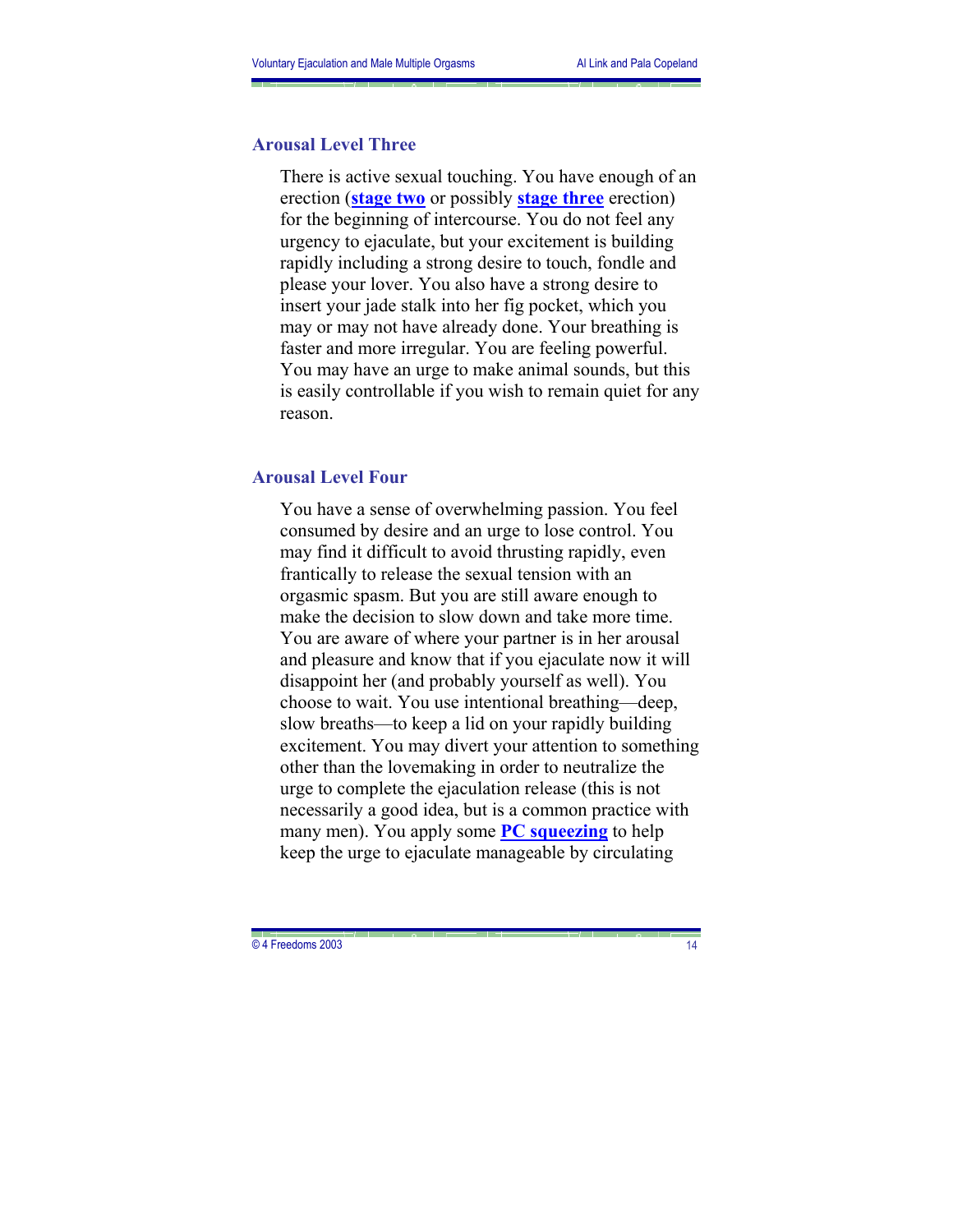### Arousal Level Three

There is active sexual touching. You have enough of an erection (**stage two** or possibly **stage three** erection) for the beginning of intercourse. You do not feel any urgency to ejaculate, but your excitement is building rapidly including a strong desire to touch, fondle and please your lover. You also have a strong desire to insert your jade stalk into her fig pocket, which you may or may not have already done. Your breathing is faster and more irregular. You are feeling powerful. You may have an urge to make animal sounds, but this is easily controllable if you wish to remain quiet for any reason.

### Arousal Level Four

You have a sense of overwhelming passion. You feel consumed by desire and an urge to lose control. You may find it difficult to avoid thrusting rapidly, even frantically to release the sexual tension with an orgasmic spasm. But you are still aware enough to make the decision to slow down and take more time. You are aware of where your partner is in her arousal and pleasure and know that if you ejaculate now it will disappoint her (and probably yourself as well). You choose to wait. You use intentional breathing—deep, slow breaths—to keep a lid on your rapidly building excitement. You may divert your attention to something other than the lovemaking in order to neutralize the urge to complete the ejaculation release (this is not necessarily a good idea, but is a common practice with many men). You apply some **PC squeezing** to help keep the urge to ejaculate manageable by circulating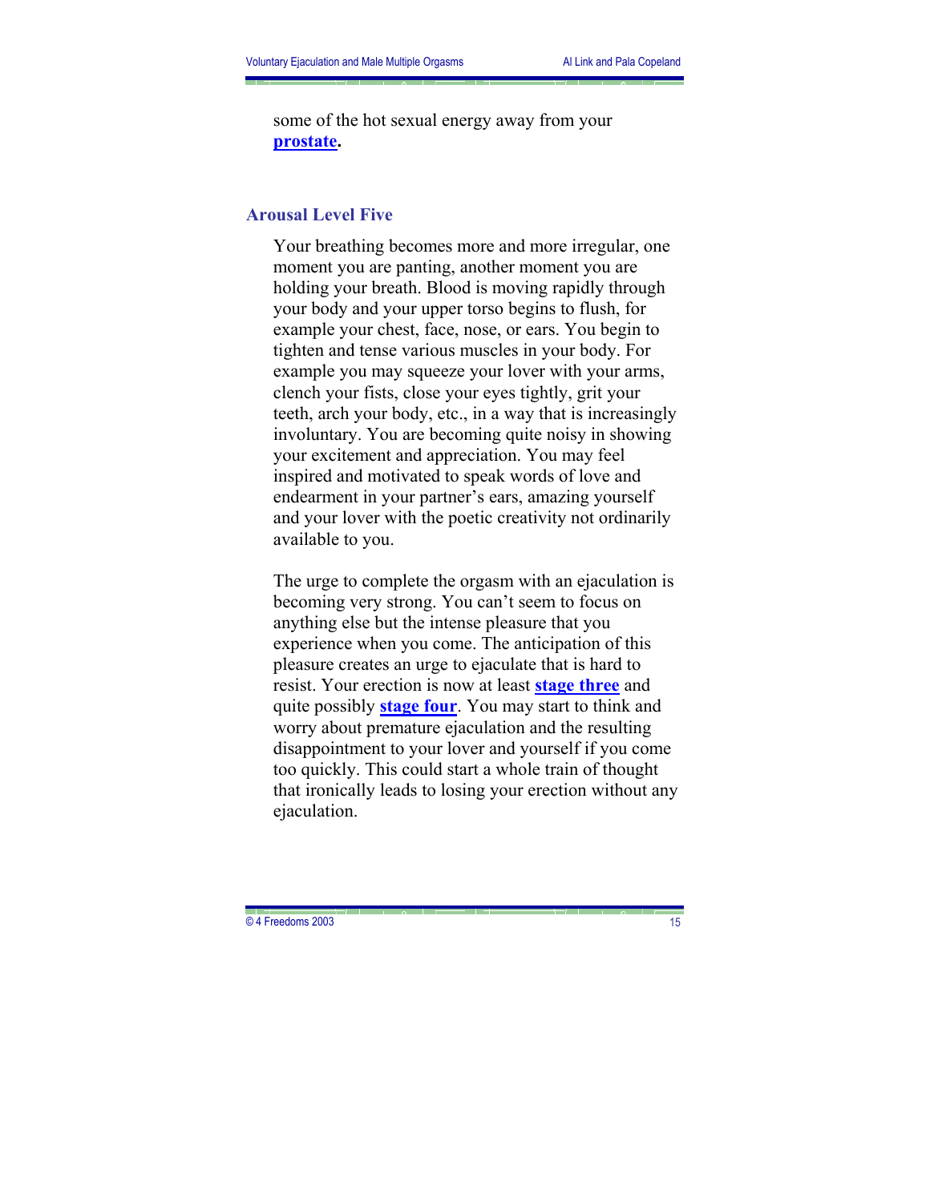some of the hot sexual energy away from your **prostate.**

## Arousal Level Five

Your breathing becomes more and more irregular, one moment you are panting, another moment you are holding your breath. Blood is moving rapidly through your body and your upper torso begins to flush, for example your chest, face, nose, or ears. You begin to tighten and tense various muscles in your body. For example you may squeeze your lover with your arms, clench your fists, close your eyes tightly, grit your teeth, arch your body, etc., in a way that is increasingly involuntary. You are becoming quite noisy in showing your excitement and appreciation. You may feel inspired and motivated to speak words of love and endearment in your partner's ears, amazing yourself and your lover with the poetic creativity not ordinarily available to you.

The urge to complete the orgasm with an ejaculation is becoming very strong. You can't seem to focus on anything else but the intense pleasure that you experience when you come. The anticipation of this pleasure creates an urge to ejaculate that is hard to resist. Your erection is now at least **stage three** and quite possibly **stage four**. You may start to think and worry about premature ejaculation and the resulting disappointment to your lover and yourself if you come too quickly. This could start a whole train of thought that ironically leads to losing your erection without any ejaculation.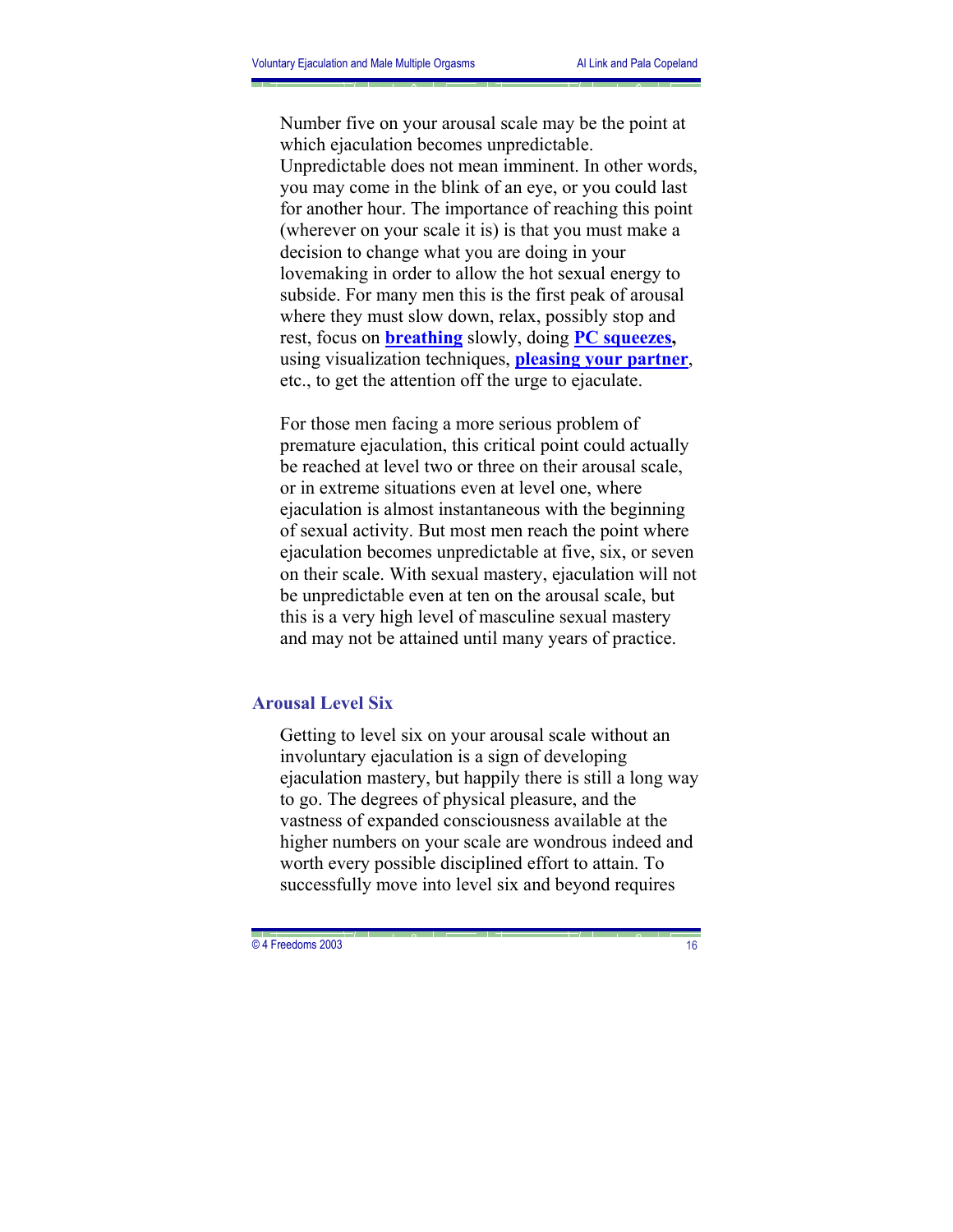Number five on your arousal scale may be the point at which ejaculation becomes unpredictable. Unpredictable does not mean imminent. In other words, you may come in the blink of an eye, or you could last for another hour. The importance of reaching this point (wherever on your scale it is) is that you must make a decision to change what you are doing in your lovemaking in order to allow the hot sexual energy to subside. For many men this is the first peak of arousal where they must slow down, relax, possibly stop and rest, focus on **breathing** slowly, doing **PC squeezes**, using visualization techniques, **pleasing your partner**, etc., to get the attention off the urge to ejaculate.

For those men facing a more serious problem of premature ejaculation, this critical point could actually be reached at level two or three on their arousal scale, or in extreme situations even at level one, where ejaculation is almost instantaneous with the beginning of sexual activity. But most men reach the point where ejaculation becomes unpredictable at five, six, or seven on their scale. With sexual mastery, ejaculation will not be unpredictable even at ten on the arousal scale, but this is a very high level of masculine sexual mastery and may not be attained until many years of practice.

## Arousal Level Six

Getting to level six on your arousal scale without an involuntary ejaculation is a sign of developing ejaculation mastery, but happily there is still a long way to go. The degrees of physical pleasure, and the vastness of expanded consciousness available at the higher numbers on your scale are wondrous indeed and worth every possible disciplined effort to attain. To successfully move into level six and beyond requires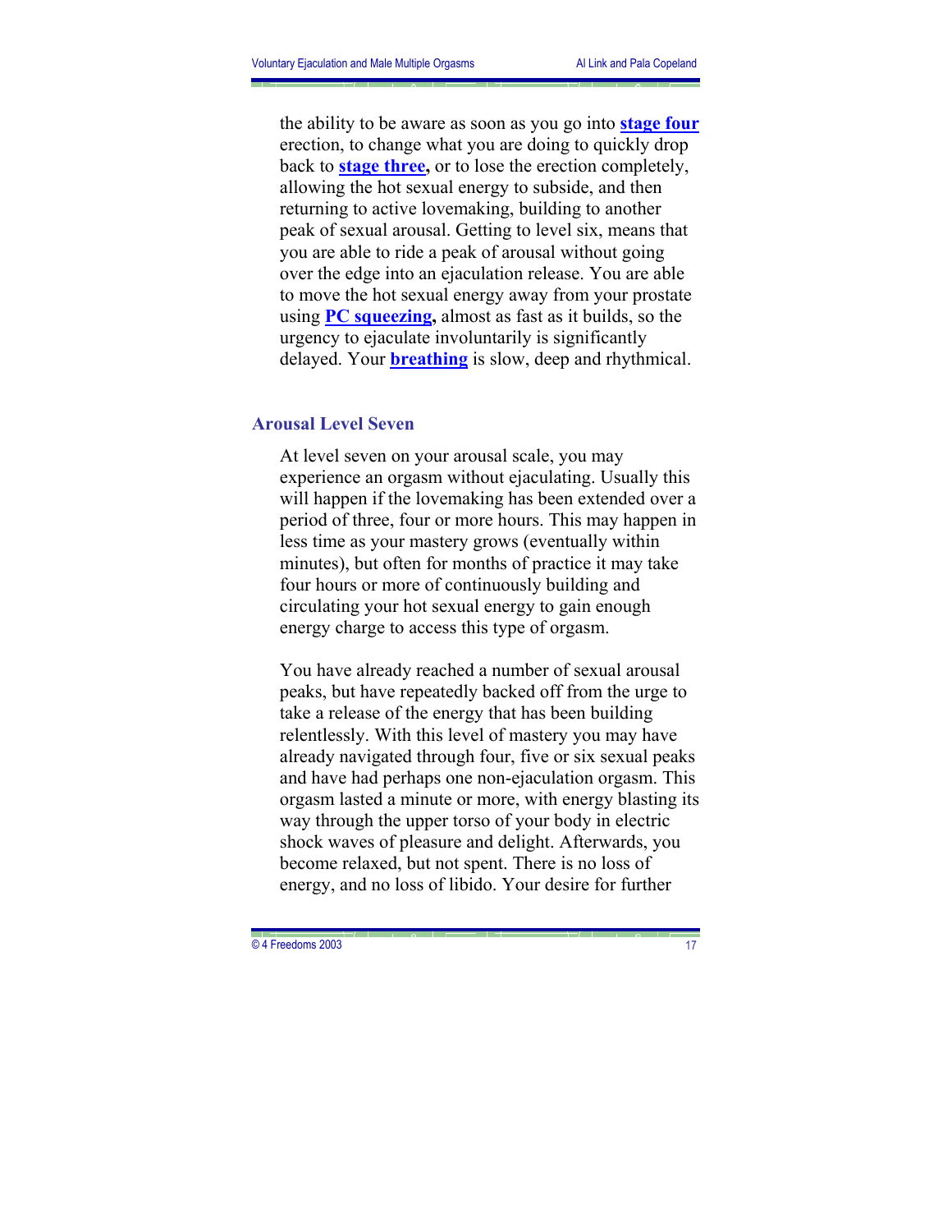the ability to be aware as soon as you go into **stage four** erection, to change what you are doing to quickly drop back to **stage three,** or to lose the erection completely, allowing the hot sexual energy to subside, and then returning to active lovemaking, building to another peak of sexual arousal. Getting to level six, means that you are able to ride a peak of arousal without going over the edge into an ejaculation release. You are able to move the hot sexual energy away from your prostate using **PC squeezing,** almost as fast as it builds, so the urgency to ejaculate involuntarily is significantly delayed. Your **breathing** is slow, deep and rhythmical.

### Arousal Level Seven

At level seven on your arousal scale, you may experience an orgasm without ejaculating. Usually this will happen if the lovemaking has been extended over a period of three, four or more hours. This may happen in less time as your mastery grows (eventually within minutes), but often for months of practice it may take four hours or more of continuously building and circulating your hot sexual energy to gain enough energy charge to access this type of orgasm.

You have already reached a number of sexual arousal peaks, but have repeatedly backed off from the urge to take a release of the energy that has been building relentlessly. With this level of mastery you may have already navigated through four, five or six sexual peaks and have had perhaps one non-ejaculation orgasm. This orgasm lasted a minute or more, with energy blasting its way through the upper torso of your body in electric shock waves of pleasure and delight. Afterwards, you become relaxed, but not spent. There is no loss of energy, and no loss of libido. Your desire for further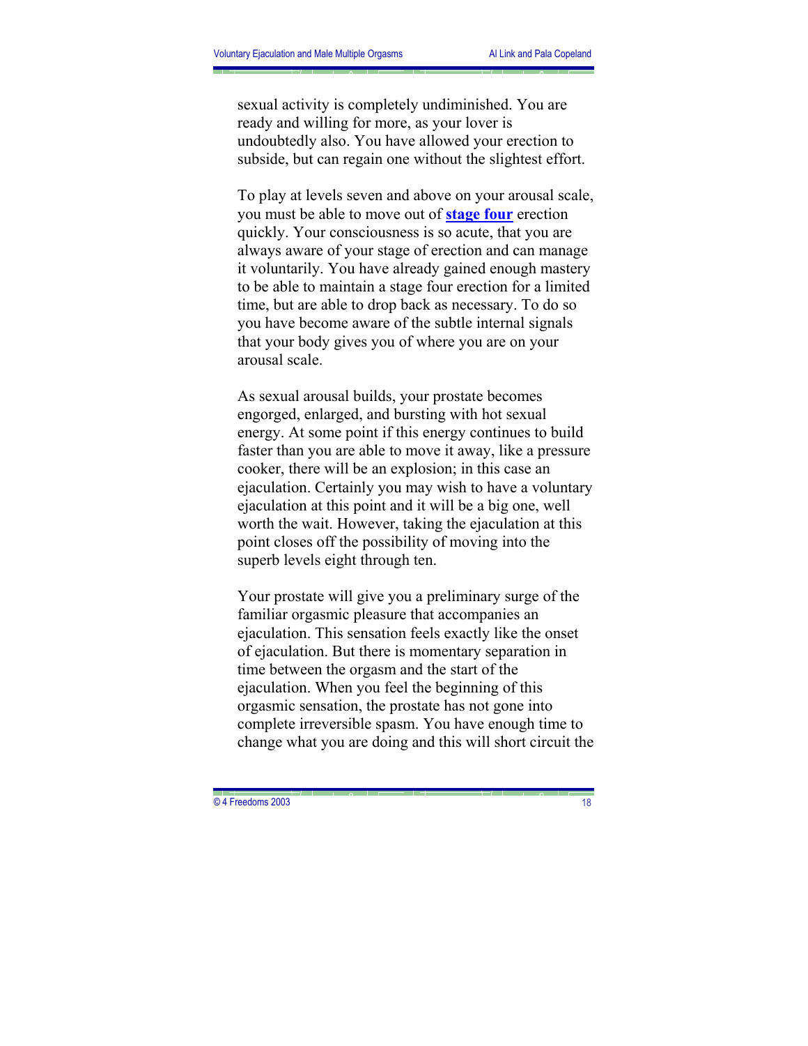sexual activity is completely undiminished. You are ready and willing for more, as your lover is undoubtedly also. You have allowed your erection to subside, but can regain one without the slightest effort.

To play at levels seven and above on your arousal scale, you must be able to move out of **stage four** erection quickly. Your consciousness is so acute, that you are always aware of your stage of erection and can manage it voluntarily. You have already gained enough mastery to be able to maintain a stage four erection for a limited time, but are able to drop back as necessary. To do so you have become aware of the subtle internal signals that your body gives you of where you are on your arousal scale.

As sexual arousal builds, your prostate becomes engorged, enlarged, and bursting with hot sexual energy. At some point if this energy continues to build faster than you are able to move it away, like a pressure cooker, there will be an explosion; in this case an ejaculation. Certainly you may wish to have a voluntary ejaculation at this point and it will be a big one, well worth the wait. However, taking the ejaculation at this point closes off the possibility of moving into the superb levels eight through ten.

Your prostate will give you a preliminary surge of the familiar orgasmic pleasure that accompanies an ejaculation. This sensation feels exactly like the onset of ejaculation. But there is momentary separation in time between the orgasm and the start of the ejaculation. When you feel the beginning of this orgasmic sensation, the prostate has not gone into complete irreversible spasm. You have enough time to change what you are doing and this will short circuit the